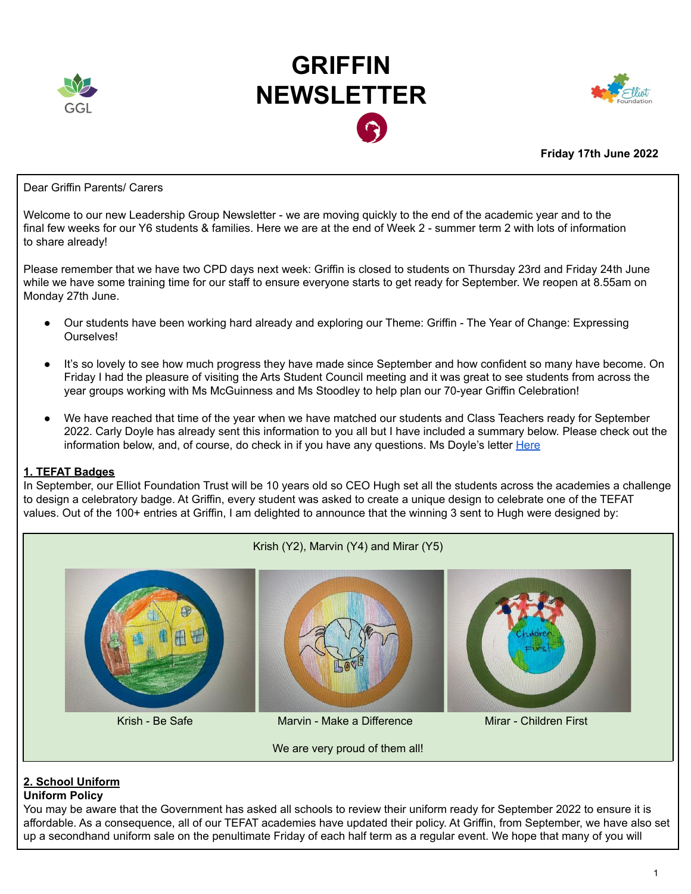# GRIFFIN NEWSLETTER

**Friday 17th June 2022**

Dear Griffin Parents/ Carers

Welcome to our new Leadership Group Newsletter - we are moving quickly to the end of the academic year and to the final few weeks for our Y6 students & families. Here we are at the end of Week 2 - summer term 2 with lots of information to share already!

Please remember that we have two CPD days next week: Griffin is closed to students on Thursday 23rd and Friday 24th June while we have some training time for our staff to ensure everyone starts to get ready for September. We reopen at 8.55am on Monday 27th June.

- Our students have been working hard already and exploring our Theme: Griffin - The Year of Change: Expressing Ourselves!
- It's so lovely to see how much progress they have made since September and how confident so many have become. On Friday I had the pleasure of visiting the Arts Student Council meeting and it was great to see students from across the year groups working with Ms McGuinness and Ms Stoodley to help plan our 70-year Griffin Celebration!
- We have reached that time of the year when we have matched our students and Class Teachers ready for September 2022. Carly Doyle has already sent this information to you all but I have included a summary below. Please check out the information below, and, of course, do check in if you have any questions. Ms Doyle's letter [Here]

## 1. TEFAT Badges

In September, our Elliot Foundation Trust will be 10 years old so CEO Hugh set all the students across the academies a challenge to design a celebratory badge. At Griffin, every student was asked to create a unique design to celebrate one of the TEFAT values. Out of the 100+ entries at Griffin, I am delighted to announce that the winning 3 sent to Hugh were designed by:

Krish (Y2), Marvin (Y4) and Mirar (Y5)

Krish - Be Safe | Marvin - Make a Difference | Mirar - Children First

We are very proud of them all!

## 2. School Uniform

**Uniform Policy**

You may be aware that the Government has asked all schools to review their uniform ready for September 2022 to ensure it is affordable. As a consequence, all of our TEFAT academies have updated their policy. At Griffin, from September, we have also set up a secondhand uniform sale on the penultimate Friday of each half term as a regular event. We hope that many of you will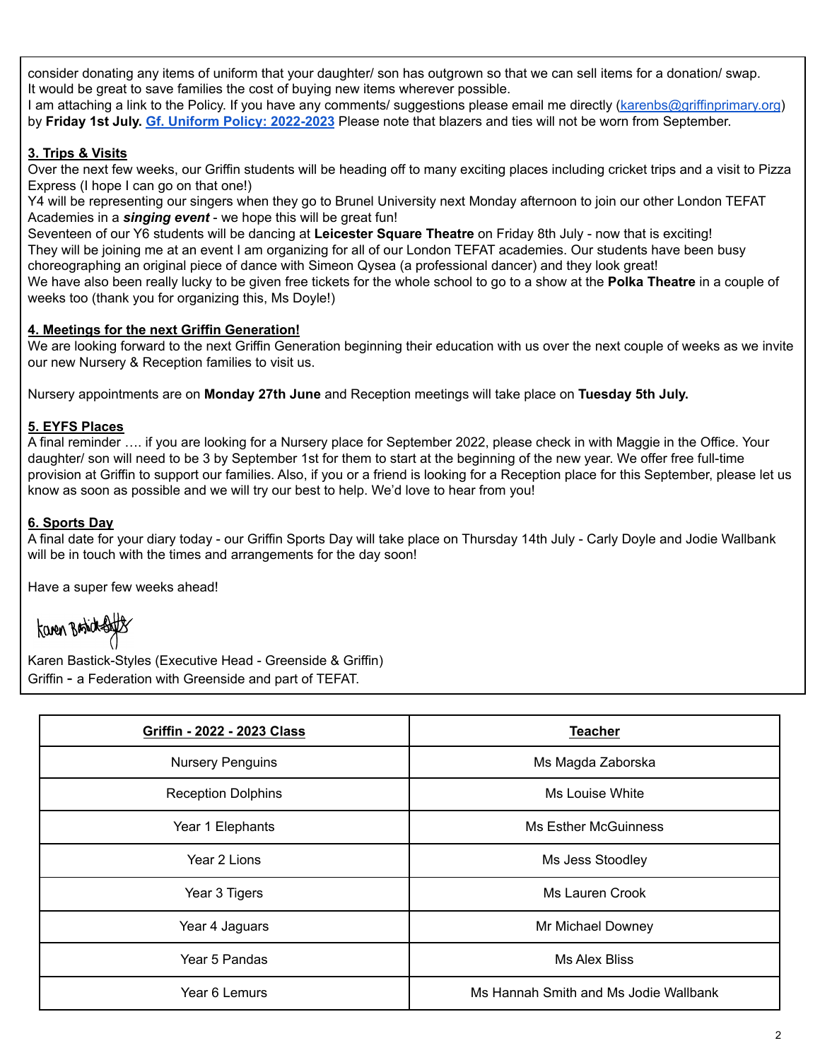consider donating any items of uniform that your daughter/ son has outgrown so that we can sell items for a donation/ swap. It would be great to save families the cost of buying new items wherever possible.
I am attaching a link to the Policy. If you have any comments/ suggestions please email me directly (karenbs@griffinprimary.org) by **Friday 1st July.** **Gf. Uniform Policy: 2022-2023** Please note that blazers and ties will not be worn from September.

**3. Trips & Visits**

Over the next few weeks, our Griffin students will be heading off to many exciting places including cricket trips and a visit to Pizza Express (I hope I can go on that one!)
Y4 will be representing our singers when they go to Brunel University next Monday afternoon to join our other London TEFAT Academies in a ***singing event*** - we hope this will be great fun!
Seventeen of our Y6 students will be dancing at **Leicester Square Theatre** on Friday 8th July - now that is exciting!
They will be joining me at an event I am organizing for all of our London TEFAT academies. Our students have been busy choreographing an original piece of dance with Simeon Qysea (a professional dancer) and they look great!
We have also been really lucky to be given free tickets for the whole school to go to a show at the **Polka Theatre** in a couple of weeks too (thank you for organizing this, Ms Doyle!)

**4. Meetings for the next Griffin Generation!**

We are looking forward to the next Griffin Generation beginning their education with us over the next couple of weeks as we invite our new Nursery & Reception families to visit us.

Nursery appointments are on **Monday 27th June** and Reception meetings will take place on **Tuesday 5th July.**

**5. EYFS Places**

A final reminder …. if you are looking for a Nursery place for September 2022, please check in with Maggie in the Office. Your daughter/ son will need to be 3 by September 1st for them to start at the beginning of the new year. We offer free full-time provision at Griffin to support our families. Also, if you or a friend is looking for a Reception place for this September, please let us know as soon as possible and we will try our best to help. We'd love to hear from you!

**6. Sports Day**

A final date for your diary today - our Griffin Sports Day will take place on Thursday 14th July - Carly Doyle and Jodie Wallbank will be in touch with the times and arrangements for the day soon!

Have a super few weeks ahead!

Karen Bastick-Styles (Executive Head - Greenside & Griffin)
Griffin - a Federation with Greenside and part of TEFAT.

| Griffin - 2022 - 2023 Class | Teacher |
|---|---|
| Nursery Penguins | Ms Magda Zaborska |
| Reception Dolphins | Ms Louise White |
| Year 1 Elephants | Ms Esther McGuinness |
| Year 2 Lions | Ms Jess Stoodley |
| Year 3 Tigers | Ms Lauren Crook |
| Year 4 Jaguars | Mr Michael Downey |
| Year 5 Pandas | Ms Alex Bliss |
| Year 6 Lemurs | Ms Hannah Smith and Ms Jodie Wallbank |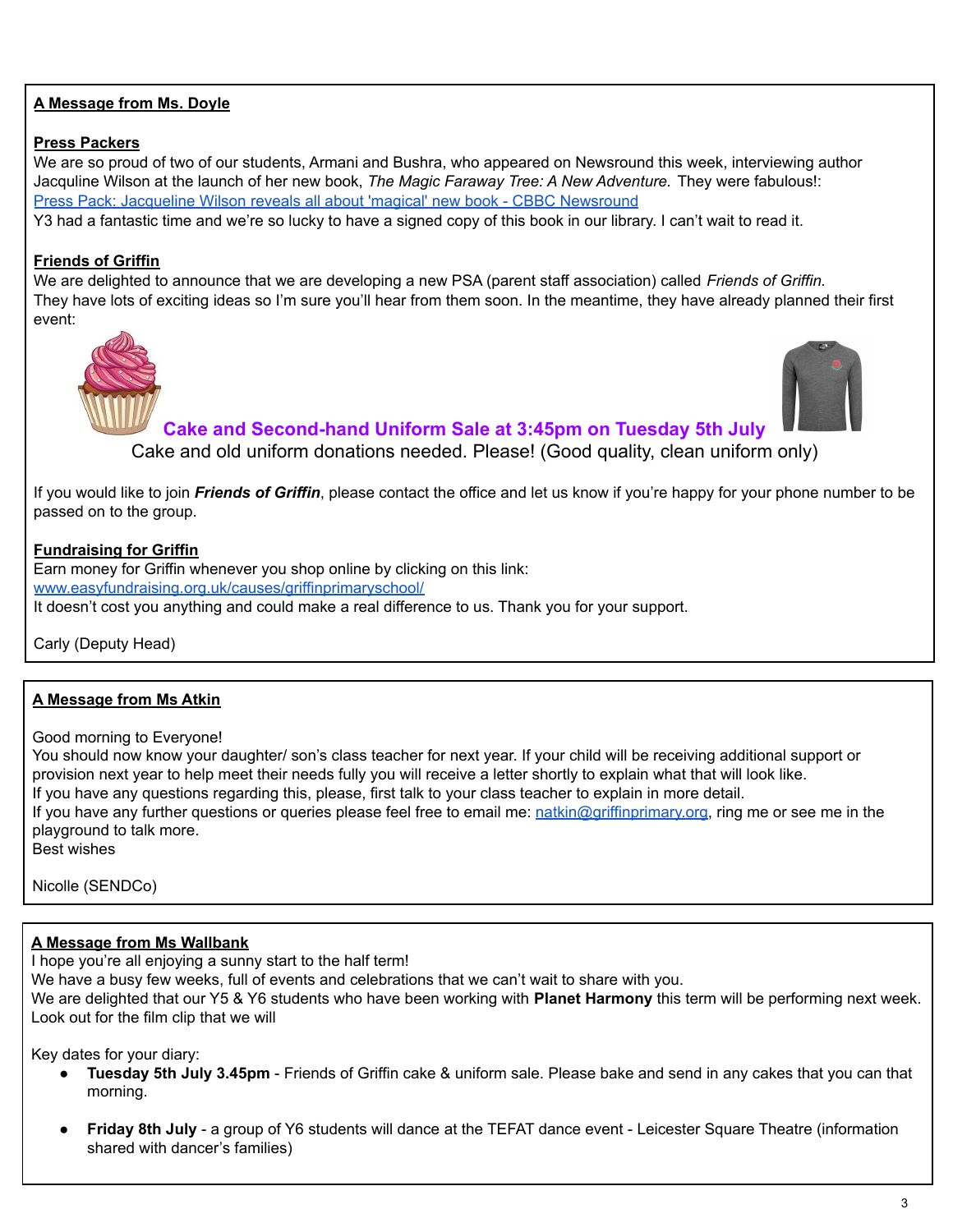**A Message from Ms. Doyle**

**Press Packers**

We are so proud of two of our students, Armani and Bushra, who appeared on Newsround this week, interviewing author Jacquline Wilson at the launch of her new book, *The Magic Faraway Tree: A New Adventure.* They were fabulous!: [Press Pack: Jacqueline Wilson reveals all about 'magical' new book - CBBC Newsround](Press Pack: Jacqueline Wilson reveals all about 'magical' new book - CBBC Newsround)

Y3 had a fantastic time and we're so lucky to have a signed copy of this book in our library. I can't wait to read it.

**Friends of Griffin**

We are delighted to announce that we are developing a new PSA (parent staff association) called *Friends of Griffin.* They have lots of exciting ideas so I'm sure you'll hear from them soon. In the meantime, they have already planned their first event:

**Cake and Second-hand Uniform Sale at 3:45pm on Tuesday 5th July**

Cake and old uniform donations needed. Please! (Good quality, clean uniform only)

If you would like to join ***Friends of Griffin***, please contact the office and let us know if you're happy for your phone number to be passed on to the group.

**Fundraising for Griffin**

Earn money for Griffin whenever you shop online by clicking on this link: www.easyfundraising.org.uk/causes/griffinprimaryschool/

It doesn't cost you anything and could make a real difference to us. Thank you for your support.

Carly (Deputy Head)

**A Message from Ms Atkin**

Good morning to Everyone!

You should now know your daughter/ son's class teacher for next year. If your child will be receiving additional support or provision next year to help meet their needs fully you will receive a letter shortly to explain what that will look like.

If you have any questions regarding this, please, first talk to your class teacher to explain in more detail.

If you have any further questions or queries please feel free to email me: natkin@griffinprimary.org, ring me or see me in the playground to talk more.

Best wishes

Nicolle (SENDCo)

**A Message from Ms Wallbank**

I hope you're all enjoying a sunny start to the half term!

We have a busy few weeks, full of events and celebrations that we can't wait to share with you.

We are delighted that our Y5 & Y6 students who have been working with **Planet Harmony** this term will be performing next week. Look out for the film clip that we will

Key dates for your diary:

- **Tuesday 5th July 3.45pm** - Friends of Griffin cake & uniform sale. Please bake and send in any cakes that you can that morning.
- **Friday 8th July** - a group of Y6 students will dance at the TEFAT dance event - Leicester Square Theatre (information shared with dancer's families)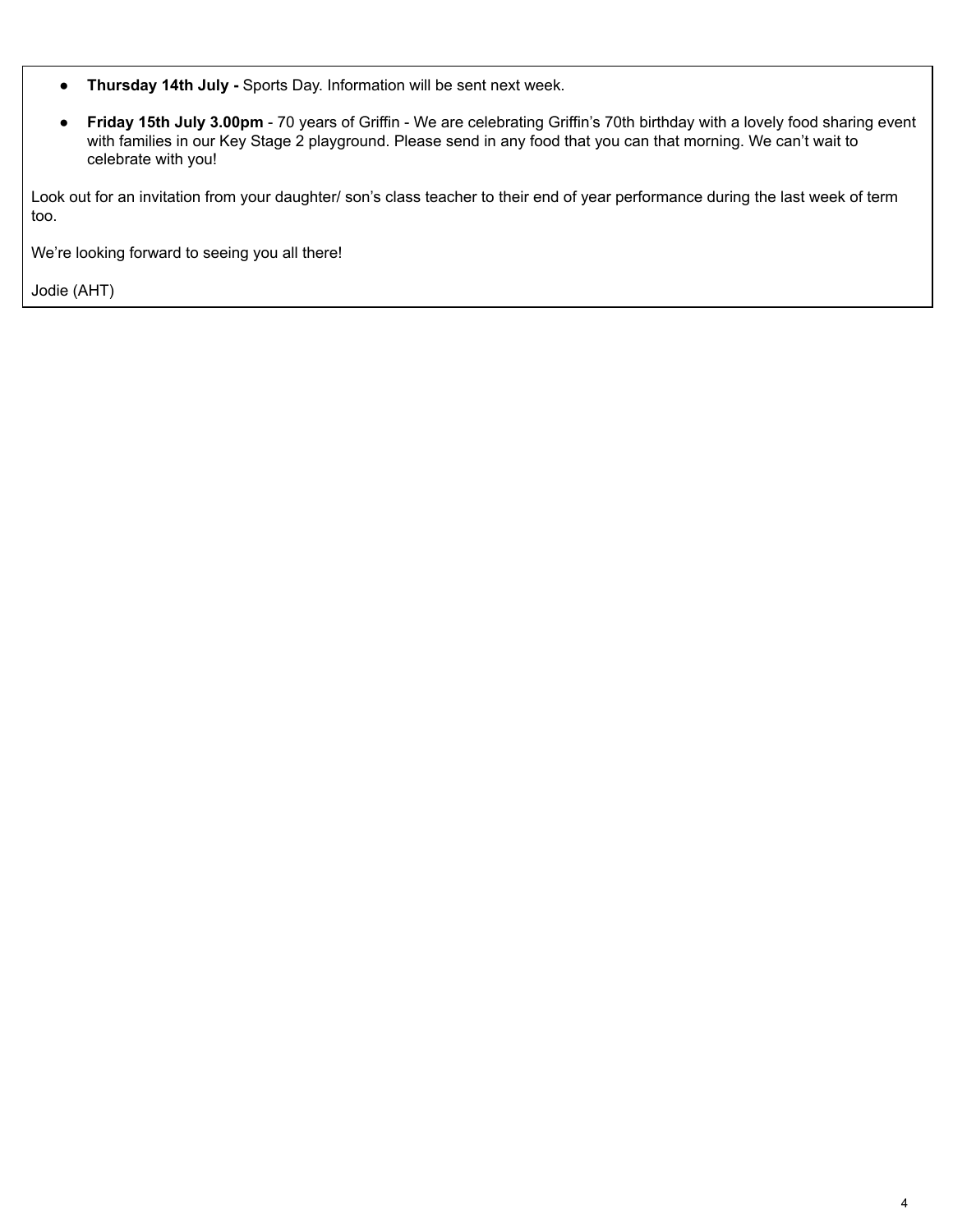- **Thursday 14th July -** Sports Day. Information will be sent next week.
- **Friday 15th July 3.00pm** - 70 years of Griffin - We are celebrating Griffin's 70th birthday with a lovely food sharing event with families in our Key Stage 2 playground. Please send in any food that you can that morning. We can't wait to celebrate with you!

Look out for an invitation from your daughter/ son's class teacher to their end of year performance during the last week of term too.

We're looking forward to seeing you all there!

Jodie (AHT)